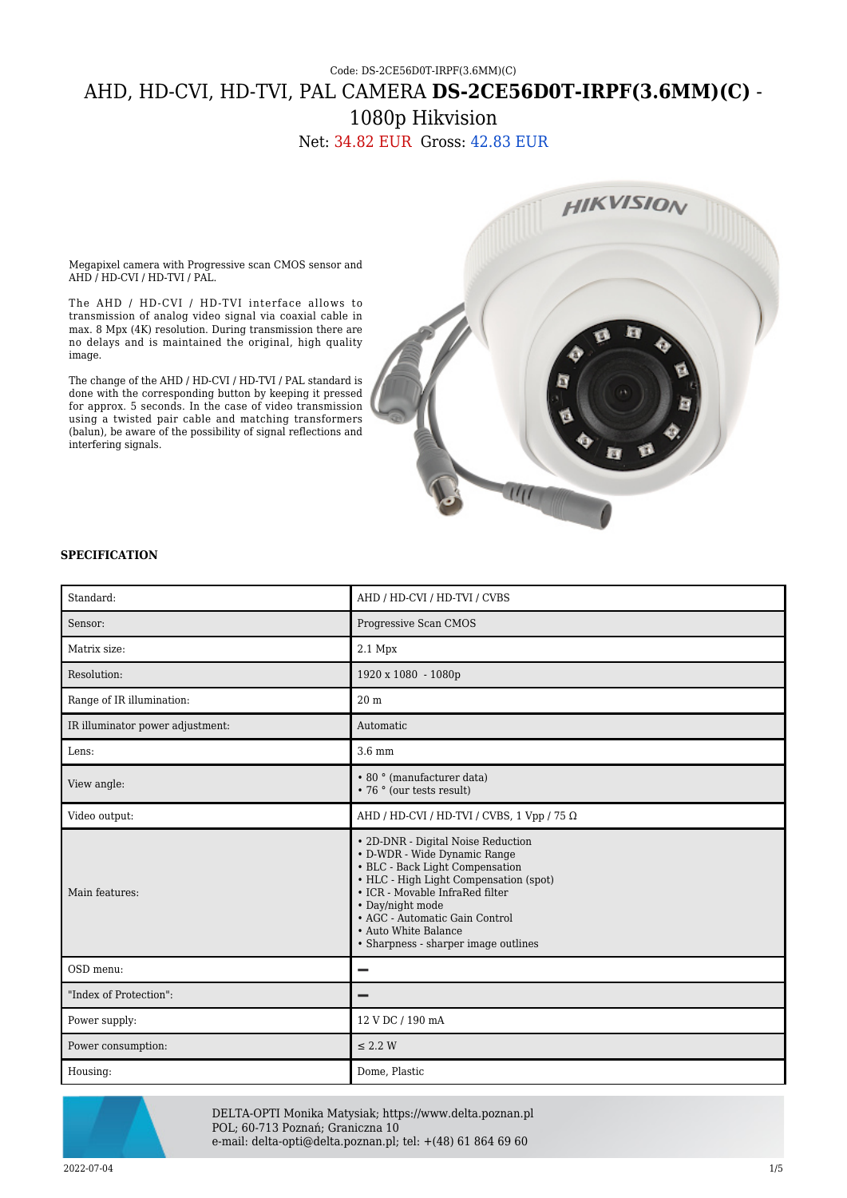Code: DS-2CE56D0T-IRPF(3.6MM)(C)

# AHD, HD-CVI, HD-TVI, PAL CAMERA **DS-2CE56D0T-IRPF(3.6MM)(C)** - 1080p Hikvision

Net: 34.82 EUR Gross: 42.83 EUR

Megapixel camera with Progressive scan CMOS sensor and AHD / HD-CVI / HD-TVI / PAL.

The AHD / HD-CVI / HD-TVI interface allows to transmission of analog video signal via coaxial cable in max. 8 Mpx (4K) resolution. During transmission there are no delays and is maintained the original, high quality image.

The change of the AHD / HD-CVI / HD-TVI / PAL standard is done with the corresponding button by keeping it pressed for approx. 5 seconds. In the case of video transmission using a twisted pair cable and matching transformers (balun), be aware of the possibility of signal reflections and interfering signals.

**SPECIFICATION**

| | |
|---|---|
| Standard: | AHD / HD-CVI / HD-TVI / CVBS |
| Sensor: | Progressive Scan CMOS |
| Matrix size: | 2.1 Mpx |
| Resolution: | 1920 x 1080 - 1080p |
| Range of IR illumination: | 20 m |
| IR illuminator power adjustment: | Automatic |
| Lens: | 3.6 mm |
| View angle: | • 80 ° (manufacturer data)<br>• 76 ° (our tests result) |
| Video output: | AHD / HD-CVI / HD-TVI / CVBS, 1 Vpp / 75 Ω |
| Main features: | • 2D-DNR - Digital Noise Reduction<br>• D-WDR - Wide Dynamic Range<br>• BLC - Back Light Compensation<br>• HLC - High Light Compensation (spot)<br>• ICR - Movable InfraRed filter<br>• Day/night mode<br>• AGC - Automatic Gain Control<br>• Auto White Balance<br>• Sharpness - sharper image outlines |
| OSD menu: | – |
| "Index of Protection": | – |
| Power supply: | 12 V DC / 190 mA |
| Power consumption: | ≤ 2.2 W |
| Housing: | Dome, Plastic |

DELTA-OPTI Monika Matysiak; https://www.delta.poznan.pl
POL; 60-713 Poznań; Graniczna 10
e-mail: delta-opti@delta.poznan.pl; tel: +(48) 61 864 69 60

2022-07-04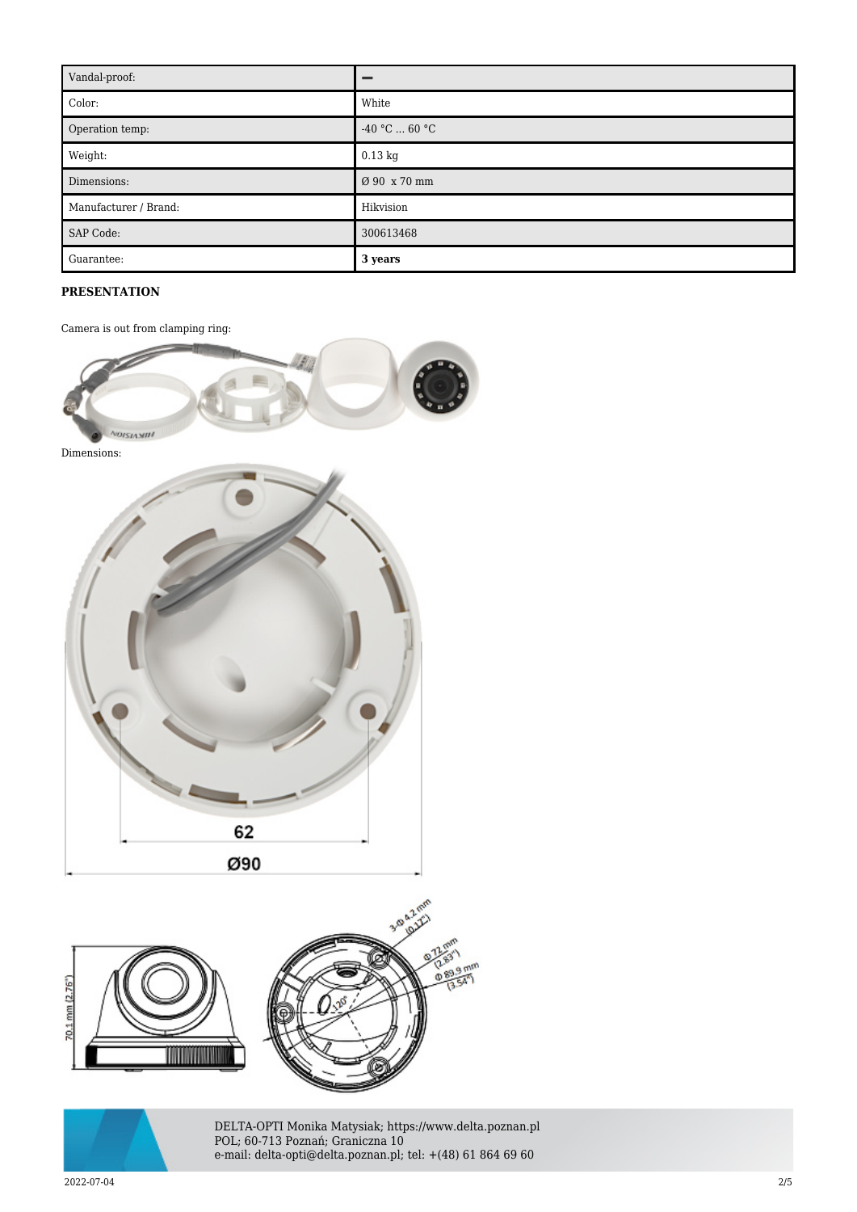| Vandal-proof: | – |
| --- | --- |
| Color: | White |
| Operation temp: | -40 °C ... 60 °C |
| Weight: | 0.13 kg |
| Dimensions: | Ø 90 x 70 mm |
| Manufacturer / Brand: | Hikvision |
| SAP Code: | 300613468 |
| Guarantee: | **3 years** |

**PRESENTATION**

Camera is out from clamping ring:

Dimensions: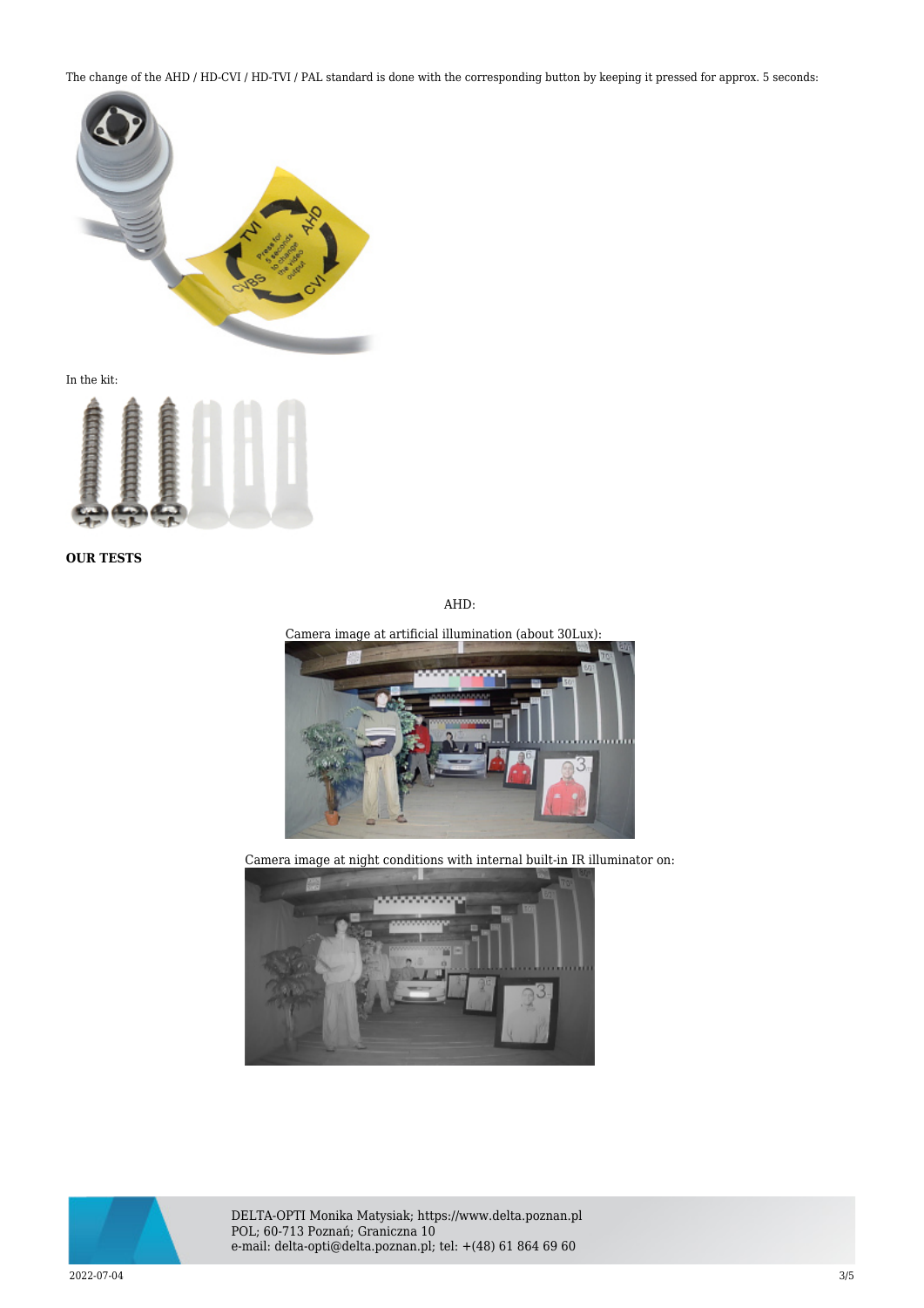The change of the AHD / HD-CVI / HD-TVI / PAL standard is done with the corresponding button by keeping it pressed for approx. 5 seconds:

In the kit:

**OUR TESTS**

AHD:

Camera image at artificial illumination (about 30Lux):

Camera image at night conditions with internal built-in IR illuminator on: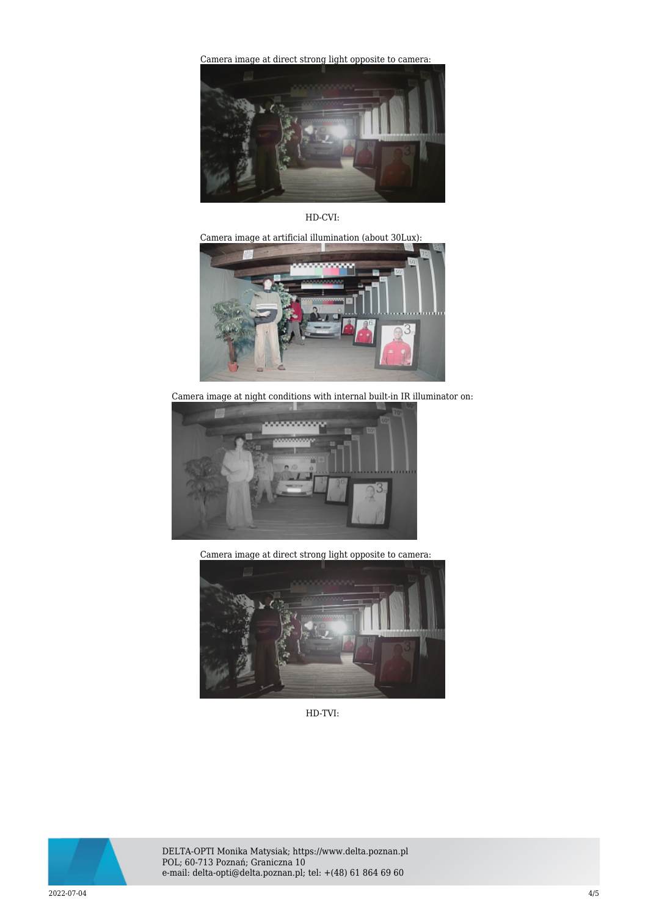Camera image at direct strong light opposite to camera:

HD-CVI:

Camera image at artificial illumination (about 30Lux):

Camera image at night conditions with internal built-in IR illuminator on:

Camera image at direct strong light opposite to camera:

HD-TVI: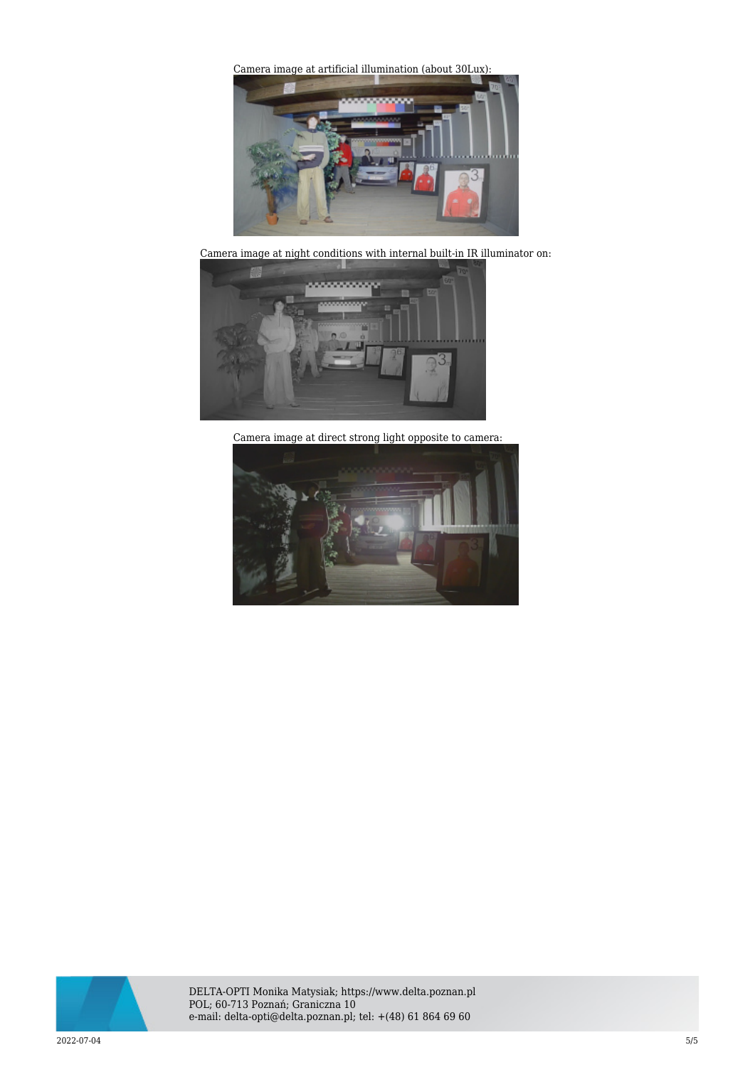Camera image at artificial illumination (about 30Lux):

Camera image at night conditions with internal built-in IR illuminator on:

Camera image at direct strong light opposite to camera:

DELTA-OPTI Monika Matysiak; https://www.delta.poznan.pl
POL; 60-713 Poznań; Graniczna 10
e-mail: delta-opti@delta.poznan.pl; tel: +(48) 61 864 69 60